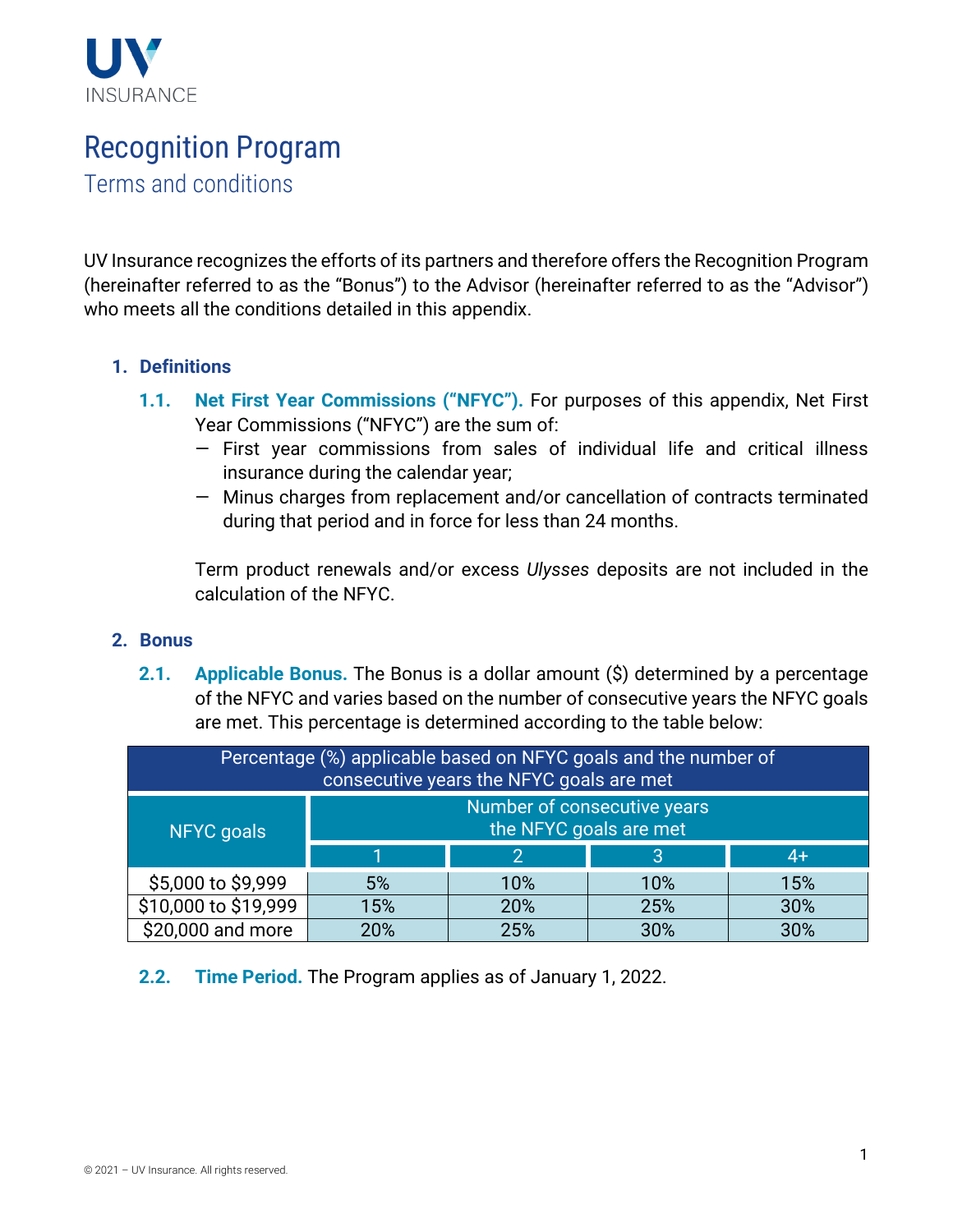UV INSURANCE

# Recognition Program

## Terms and conditions

UV Insurance recognizes the efforts of its partners and therefore offers the Recognition Program (hereinafter referred to as the "Bonus") to the Advisor (hereinafter referred to as the "Advisor") who meets all the conditions detailed in this appendix.

### 1. Definitions

**1.1. Net First Year Commissions ("NFYC").** For purposes of this appendix, Net First Year Commissions ("NFYC") are the sum of:

- First year commissions from sales of individual life and critical illness insurance during the calendar year;
- Minus charges from replacement and/or cancellation of contracts terminated during that period and in force for less than 24 months.

Term product renewals and/or excess *Ulysses* deposits are not included in the calculation of the NFYC.

### 2. Bonus

**2.1. Applicable Bonus.** The Bonus is a dollar amount ($) determined by a percentage of the NFYC and varies based on the number of consecutive years the NFYC goals are met. This percentage is determined according to the table below:

| Percentage (%) applicable based on NFYC goals and the number of consecutive years the NFYC goals are met | | | | |
|---|---|---|---|---|
| NFYC goals | Number of consecutive years the NFYC goals are met | | | |
| | 1 | 2 | 3 | 4+ |
| $5,000 to $9,999 | 5% | 10% | 10% | 15% |
| $10,000 to $19,999 | 15% | 20% | 25% | 30% |
| $20,000 and more | 20% | 25% | 30% | 30% |

**2.2. Time Period.** The Program applies as of January 1, 2022.

© 2021 – UV Insurance. All rights reserved.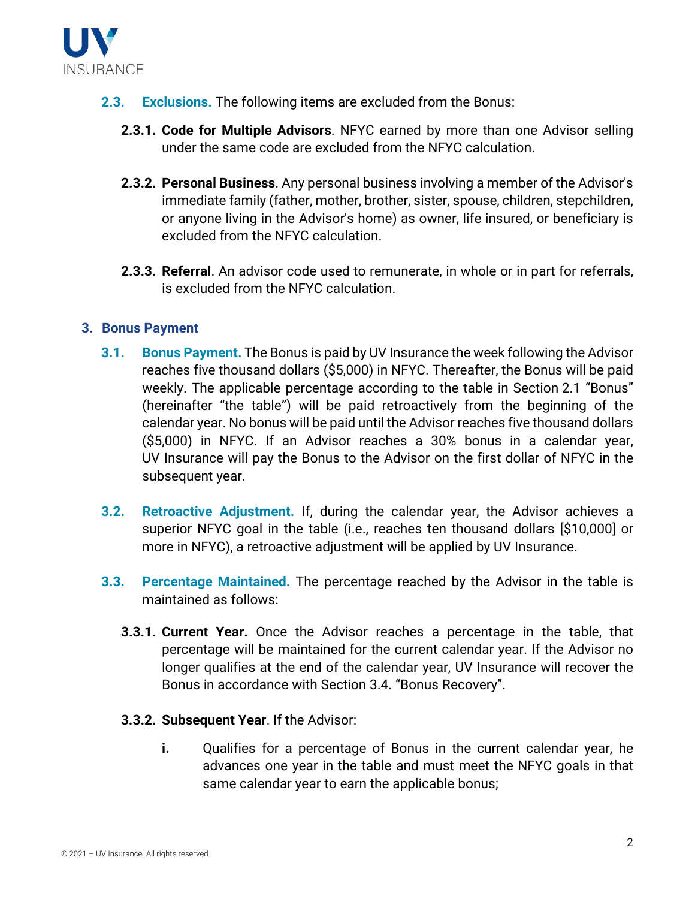**2.3. Exclusions.** The following items are excluded from the Bonus:

**2.3.1. Code for Multiple Advisors**. NFYC earned by more than one Advisor selling under the same code are excluded from the NFYC calculation.

**2.3.2. Personal Business**. Any personal business involving a member of the Advisor's immediate family (father, mother, brother, sister, spouse, children, stepchildren, or anyone living in the Advisor's home) as owner, life insured, or beneficiary is excluded from the NFYC calculation.

**2.3.3. Referral**. An advisor code used to remunerate, in whole or in part for referrals, is excluded from the NFYC calculation.

## 3. Bonus Payment

**3.1. Bonus Payment.** The Bonus is paid by UV Insurance the week following the Advisor reaches five thousand dollars ($5,000) in NFYC. Thereafter, the Bonus will be paid weekly. The applicable percentage according to the table in Section 2.1 "Bonus" (hereinafter "the table") will be paid retroactively from the beginning of the calendar year. No bonus will be paid until the Advisor reaches five thousand dollars ($5,000) in NFYC. If an Advisor reaches a 30% bonus in a calendar year, UV Insurance will pay the Bonus to the Advisor on the first dollar of NFYC in the subsequent year.

**3.2. Retroactive Adjustment.** If, during the calendar year, the Advisor achieves a superior NFYC goal in the table (i.e., reaches ten thousand dollars [$10,000] or more in NFYC), a retroactive adjustment will be applied by UV Insurance.

**3.3. Percentage Maintained.** The percentage reached by the Advisor in the table is maintained as follows:

**3.3.1. Current Year.** Once the Advisor reaches a percentage in the table, that percentage will be maintained for the current calendar year. If the Advisor no longer qualifies at the end of the calendar year, UV Insurance will recover the Bonus in accordance with Section 3.4. "Bonus Recovery".

**3.3.2. Subsequent Year**. If the Advisor:

**i.** Qualifies for a percentage of Bonus in the current calendar year, he advances one year in the table and must meet the NFYC goals in that same calendar year to earn the applicable bonus;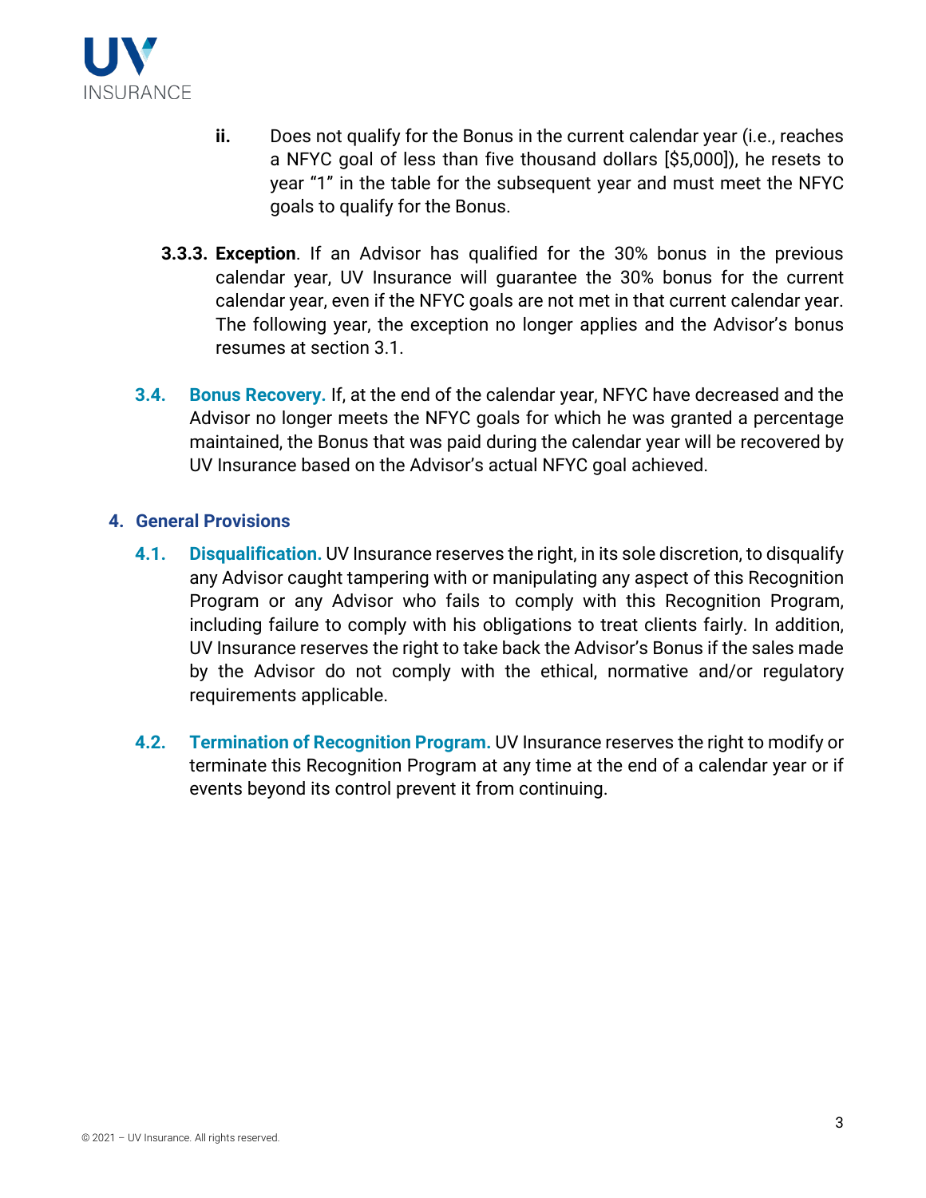ii. Does not qualify for the Bonus in the current calendar year (i.e., reaches a NFYC goal of less than five thousand dollars [$5,000]), he resets to year "1" in the table for the subsequent year and must meet the NFYC goals to qualify for the Bonus.

**3.3.3. Exception**. If an Advisor has qualified for the 30% bonus in the previous calendar year, UV Insurance will guarantee the 30% bonus for the current calendar year, even if the NFYC goals are not met in that current calendar year. The following year, the exception no longer applies and the Advisor's bonus resumes at section 3.1.

**3.4. Bonus Recovery.** If, at the end of the calendar year, NFYC have decreased and the Advisor no longer meets the NFYC goals for which he was granted a percentage maintained, the Bonus that was paid during the calendar year will be recovered by UV Insurance based on the Advisor's actual NFYC goal achieved.

## 4. General Provisions

**4.1. Disqualification.** UV Insurance reserves the right, in its sole discretion, to disqualify any Advisor caught tampering with or manipulating any aspect of this Recognition Program or any Advisor who fails to comply with this Recognition Program, including failure to comply with his obligations to treat clients fairly. In addition, UV Insurance reserves the right to take back the Advisor's Bonus if the sales made by the Advisor do not comply with the ethical, normative and/or regulatory requirements applicable.

**4.2. Termination of Recognition Program.** UV Insurance reserves the right to modify or terminate this Recognition Program at any time at the end of a calendar year or if events beyond its control prevent it from continuing.

© 2021 – UV Insurance. All rights reserved.